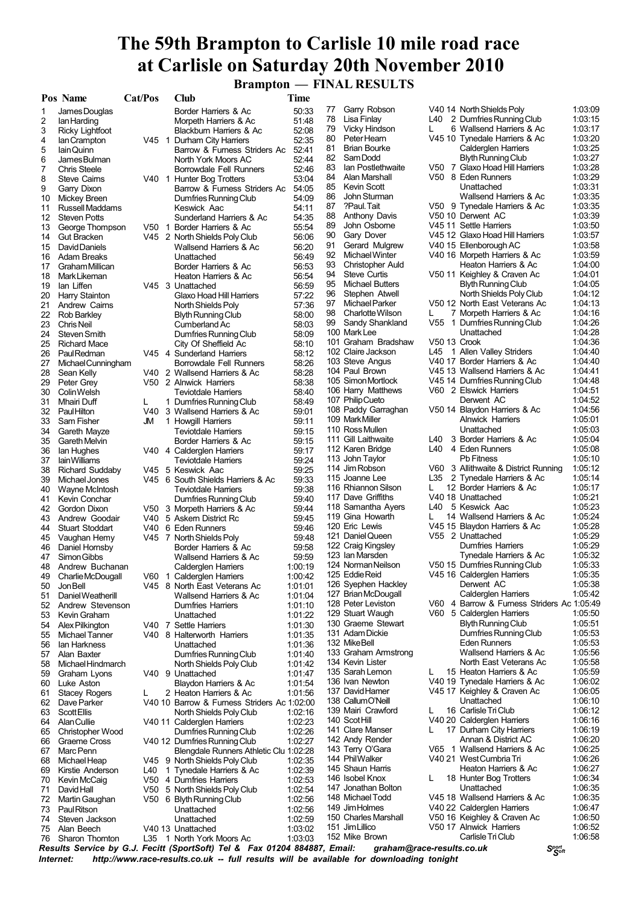# The 59th Brampton to Carlisle 10 mile road race at Carlisle on Saturday 20th November 2010

## Brampton — FINAL RESULTS

| Pos | Name | Cat/Pos | | Club | Time |
|---|---|---|---|---|---|
| 1 | James Douglas | | | Border Harriers & Ac | 50:33 |
| 2 | Ian Harding | | | Morpeth Harriers & Ac | 51:48 |
| 3 | Ricky Lightfoot | | | Blackburn Harriers & Ac | 52:08 |
| 4 | Ian Crampton | V45 | 1 | Durham City Harriers | 52:35 |
| 5 | Iain Quinn | | | Barrow & Furness Striders Ac | 52:41 |
| 6 | James Bulman | | | North York Moors AC | 52:44 |
| 7 | Chris Steele | | | Borrowdale Fell Runners | 52:46 |
| 8 | Steve Cairns | V40 | 1 | Hunter Bog Trotters | 53:04 |
| 9 | Garry Dixon | | | Barrow & Furness Striders Ac | 54:05 |
| 10 | Mickey Breen | | | Dumfries Running Club | 54:09 |
| 11 | Russell Maddams | | | Keswick Aac | 54:11 |
| 12 | Steven Potts | | | Sunderland Harriers & Ac | 54:35 |
| 13 | George Thompson | V50 | 1 | Border Harriers & Ac | 55:54 |
| 14 | Gut Bracken | V45 | 2 | North Shields Poly Club | 56:06 |
| 15 | David Daniels | | | Wallsend Harriers & Ac | 56:20 |
| 16 | Adam Breaks | | | Unattached | 56:49 |
| 17 | Graham Millican | | | Border Harriers & Ac | 56:53 |
| 18 | Mark Likeman | | | Heaton Harriers & Ac | 56:54 |
| 19 | Ian Liffen | V45 | 3 | Unattached | 56:59 |
| 20 | Harry Stainton | | | Glaxo Hoad Hill Harriers | 57:22 |
| 21 | Andrew Cairns | | | North Shields Poly | 57:36 |
| 22 | Rob Barkley | | | Blyth Running Club | 58:00 |
| 23 | Chris Neil | | | Cumberland Ac | 58:03 |
| 24 | Steven Smith | | | Dumfries Running Club | 58:09 |
| 25 | Richard Mace | | | City Of Sheffield Ac | 58:10 |
| 26 | Paul Redman | V45 | 4 | Sunderland Harriers | 58:12 |
| 27 | Michael Cunningham | | | Borrowdale Fell Runners | 58:26 |
| 28 | Sean Kelly | V40 | 2 | Wallsend Harriers & Ac | 58:28 |
| 29 | Peter Grey | V50 | 2 | Alnwick Harriers | 58:38 |
| 30 | Colin Welsh | | | Teviotdale Harriers | 58:40 |
| 31 | Mhairi Duff | L | 1 | Dumfries Running Club | 58:49 |
| 32 | Paul Hilton | V40 | 3 | Wallsend Harriers & Ac | 59:01 |
| 33 | Sam Fisher | JM | 1 | Howgill Harriers | 59:11 |
| 34 | Gareth Mayze | | | Teviotdale Harriers | 59:15 |
| 35 | Gareth Melvin | | | Border Harriers & Ac | 59:15 |
| 36 | Ian Hughes | V40 | 4 | Calderglen Harriers | 59:17 |
| 37 | Iain Williams | | | Teviotdale Harriers | 59:24 |
| 38 | Richard Suddaby | V45 | 5 | Keswick Aac | 59:25 |
| 39 | Michael Jones | V45 | 6 | South Shields Harriers & Ac | 59:33 |
| 40 | Wayne McIntosh | | | Teviotdale Harriers | 59:38 |
| 41 | Kevin Conchar | | | Dumfries Running Club | 59:40 |
| 42 | Gordon Dixon | V50 | 3 | Morpeth Harriers & Ac | 59:44 |
| 43 | Andrew Goodair | V40 | 5 | Askern District Rc | 59:45 |
| 44 | Stuart Stoddart | V40 | 6 | Eden Runners | 59:46 |
| 45 | Vaughan Hemy | V45 | 7 | North Shields Poly | 59:48 |
| 46 | Daniel Hornsby | | | Border Harriers & Ac | 59:58 |
| 47 | Simon Gibbs | | | Wallsend Harriers & Ac | 59:59 |
| 48 | Andrew Buchanan | | | Calderglen Harriers | 1:00:19 |
| 49 | Charlie McDougall | V60 | 1 | Calderglen Harriers | 1:00:42 |
| 50 | Jon Bell | V45 | 8 | North East Veterans Ac | 1:01:01 |
| 51 | Daniel Weatherill | | | Wallsend Harriers & Ac | 1:01:04 |
| 52 | Andrew Stevenson | | | Dumfries Harriers | 1:01:10 |
| 53 | Kevin Graham | | | Unattached | 1:01:22 |
| 54 | Alex Pilkington | V40 | 7 | Settle Harriers | 1:01:30 |
| 55 | Michael Tanner | V40 | 8 | Halterworth Harriers | 1:01:35 |
| 56 | Ian Harkness | | | Unattached | 1:01:36 |
| 57 | Alan Baxter | | | Dumfries Running Club | 1:01:40 |
| 58 | Michael Hindmarch | | | North Shields Poly Club | 1:01:42 |
| 59 | Graham Lyons | V40 | 9 | Unattached | 1:01:47 |
| 60 | Luke Aston | | | Blaydon Harriers & Ac | 1:01:54 |
| 61 | Stacey Rogers | L | 2 | Heaton Harriers & Ac | 1:01:56 |
| 62 | Dave Parker | V40 | 10 | Barrow & Furness Striders Ac | 1:02:00 |
| 63 | Scott Ellis | | | North Shields Poly Club | 1:02:16 |
| 64 | Alan Cullie | V40 | 11 | Calderglen Harriers | 1:02:23 |
| 65 | Christopher Wood | | | Dumfries Running Club | 1:02:26 |
| 66 | Graeme Cross | V40 | 12 | Dumfries Running Club | 1:02:27 |
| 67 | Marc Penn | | | Blengdale Runners Athletic Clu | 1:02:28 |
| 68 | Michael Heap | V45 | 9 | North Shields Poly Club | 1:02:35 |
| 69 | Kirstie Anderson | L40 | 1 | Tynedale Harriers & Ac | 1:02:39 |
| 70 | Kevin McCaig | V50 | 4 | Dumfries Harriers | 1:02:53 |
| 71 | David Hall | V50 | 5 | North Shields Poly Club | 1:02:54 |
| 72 | Martin Gaughan | V50 | 6 | Blyth Running Club | 1:02:56 |
| 73 | Paul Ritson | | | Unattached | 1:02:56 |
| 74 | Steven Jackson | | | Unattached | 1:02:59 |
| 75 | Alan Beech | V40 | 13 | Unattached | 1:03:02 |
| 76 | Sharon Thornton | L35 | 1 | North York Moors Ac | 1:03:03 |
| 77 | Garry Robson | V40 | 14 | North Shields Poly | 1:03:09 |
| 78 | Lisa Finlay | L40 | 2 | Dumfries Running Club | 1:03:15 |
| 79 | Vicky Hindson | L | 6 | Wallsend Harriers & Ac | 1:03:17 |
| 80 | Peter Hearn | V45 | 10 | Tynedale Harriers & Ac | 1:03:20 |
| 81 | Brian Bourke | | | Calderglen Harriers | 1:03:25 |
| 82 | Sam Dodd | | | Blyth Running Club | 1:03:27 |
| 83 | Ian Postlethwaite | V50 | 7 | Glaxo Hoad Hill Harriers | 1:03:28 |
| 84 | Alan Marshall | V50 | 8 | Eden Runners | 1:03:29 |
| 85 | Kevin Scott | | | Unattached | 1:03:31 |
| 86 | John Sturman | | | Wallsend Harriers & Ac | 1:03:35 |
| 87 | ?Paul. Tait | V50 | 9 | Tynedale Harriers & Ac | 1:03:35 |
| 88 | Anthony Davis | V50 | 10 | Derwent AC | 1:03:39 |
| 89 | John Osborne | V45 | 11 | Settle Harriers | 1:03:50 |
| 90 | Gary Dover | V45 | 12 | Glaxo Hoad Hill Harriers | 1:03:57 |
| 91 | Gerard Mulgrew | V40 | 15 | Ellenborough AC | 1:03:58 |
| 92 | Michael Winter | V40 | 16 | Morpeth Harriers & Ac | 1:03:59 |
| 93 | Christopher Auld | | | Heaton Harriers & Ac | 1:04:00 |
| 94 | Steve Curtis | V50 | 11 | Keighley & Craven Ac | 1:04:01 |
| 95 | Michael Butters | | | Blyth Running Club | 1:04:05 |
| 96 | Stephen Atwell | | | North Shields Poly Club | 1:04:12 |
| 97 | Michael Parker | V50 | 12 | North East Veterans Ac | 1:04:13 |
| 98 | Charlotte Wilson | L | 7 | Morpeth Harriers & Ac | 1:04:16 |
| 99 | Sandy Shankland | V55 | 1 | Dumfries Running Club | 1:04:26 |
| 100 | Mark Lee | | | Unattached | 1:04:28 |
| 101 | Graham Bradshaw | V50 | 13 | Crook | 1:04:36 |
| 102 | Claire Jackson | L45 | 1 | Allen Valley Striders | 1:04:40 |
| 103 | Steve Angus | V40 | 17 | Border Harriers & Ac | 1:04:40 |
| 104 | Paul Brown | V45 | 13 | Wallsend Harriers & Ac | 1:04:41 |
| 105 | Simon Mortlock | V45 | 14 | Dumfries Running Club | 1:04:48 |
| 106 | Harry Matthews | V60 | 2 | Elswick Harriers | 1:04:51 |
| 107 | Philip Cueto | | | Derwent AC | 1:04:52 |
| 108 | Paddy Garraghan | V50 | 14 | Blaydon Harriers & Ac | 1:04:56 |
| 109 | Mark Miller | | | Alnwick Harriers | 1:05:01 |
| 110 | Ross Mullen | | | Unattached | 1:05:03 |
| 111 | Gill Laithwaite | L40 | 3 | Border Harriers & Ac | 1:05:04 |
| 112 | Karen Bridge | L40 | 4 | Eden Runners | 1:05:08 |
| 113 | John Taylor | | | Pb Fitness | 1:05:10 |
| 114 | Jim Robson | V60 | 3 | Allithwaite & District Running | 1:05:12 |
| 115 | Joanne Lee | L35 | 2 | Tynedale Harriers & Ac | 1:05:14 |
| 116 | Rhiannon Silson | L | 12 | Border Harriers & Ac | 1:05:17 |
| 117 | Dave Griffiths | V40 | 18 | Unattached | 1:05:21 |
| 118 | Samantha Ayers | L40 | 5 | Keswick Aac | 1:05:23 |
| 119 | Gina Howarth | L | 14 | Wallsend Harriers & Ac | 1:05:24 |
| 120 | Eric Lewis | V45 | 15 | Blaydon Harriers & Ac | 1:05:28 |
| 121 | Daniel Queen | V55 | 2 | Unattached | 1:05:29 |
| 122 | Craig Kingsley | | | Dumfries Harriers | 1:05:29 |
| 123 | Ian Marsden | | | Tynedale Harriers & Ac | 1:05:32 |
| 124 | Norman Neilson | V50 | 15 | Dumfries Running Club | 1:05:33 |
| 125 | Eddie Reid | V45 | 16 | Calderglen Harriers | 1:05:35 |
| 126 | Syephen Hackley | | | Derwent AC | 1:05:38 |
| 127 | Brian McDougall | | | Calderglen Harriers | 1:05:42 |
| 128 | Peter Leviston | V60 | 4 | Barrow & Furness Striders Ac | 1:05:49 |
| 129 | Stuart Waugh | V60 | 5 | Calderglen Harriers | 1:05:50 |
| 130 | Graeme Stewart | | | Blyth Running Club | 1:05:51 |
| 131 | Adam Dickie | | | Dumfries Running Club | 1:05:53 |
| 132 | Mike Bell | | | Eden Runners | 1:05:53 |
| 133 | Graham Armstrong | | | Wallsend Harriers & Ac | 1:05:56 |
| 134 | Kevin Lister | | | North East Veterans Ac | 1:05:58 |
| 135 | Sarah Lemon | L | 15 | Heaton Harriers & Ac | 1:05:59 |
| 136 | Ivan Newton | V40 | 19 | Tynedale Harriers & Ac | 1:06:02 |
| 137 | David Hamer | V45 | 17 | Keighley & Craven Ac | 1:06:05 |
| 138 | Callum O'Neill | | | Unattached | 1:06:10 |
| 139 | Mairi Crawford | L | 16 | Carlisle Tri Club | 1:06:12 |
| 140 | Scot Hill | V40 | 20 | Calderglen Harriers | 1:06:16 |
| 141 | Clare Manser | L | 17 | Durham City Harriers | 1:06:19 |
| 142 | Andy Render | | | Annan & District AC | 1:06:20 |
| 143 | Terry O'Gara | V65 | 1 | Wallsend Harriers & Ac | 1:06:25 |
| 144 | Phil Walker | V40 | 21 | West Cumbria Tri | 1:06:26 |
| 145 | Shaun Harris | | | Heaton Harriers & Ac | 1:06:27 |
| 146 | Isobel Knox | L | 18 | Hunter Bog Trotters | 1:06:34 |
| 147 | Jonathan Bolton | | | Unattached | 1:06:35 |
| 148 | Michael Todd | V45 | 18 | Wallsend Harriers & Ac | 1:06:35 |
| 149 | Jim Holmes | V40 | 22 | Calderglen Harriers | 1:06:47 |
| 150 | Charles Marshall | V50 | 16 | Keighley & Craven Ac | 1:06:50 |
| 151 | Jim Lillico | V50 | 17 | Alnwick Harriers | 1:06:52 |
| 152 | Mike Brown | | | Carlisle Tri Club | 1:06:58 |

*Results Service by G.J. Fecitt (SportSoft) Tel & Fax 01204 884887, Email: graham@race-results.co.uk*

*Internet: http://www.race-results.co.uk -- full results will be available for downloading tonight*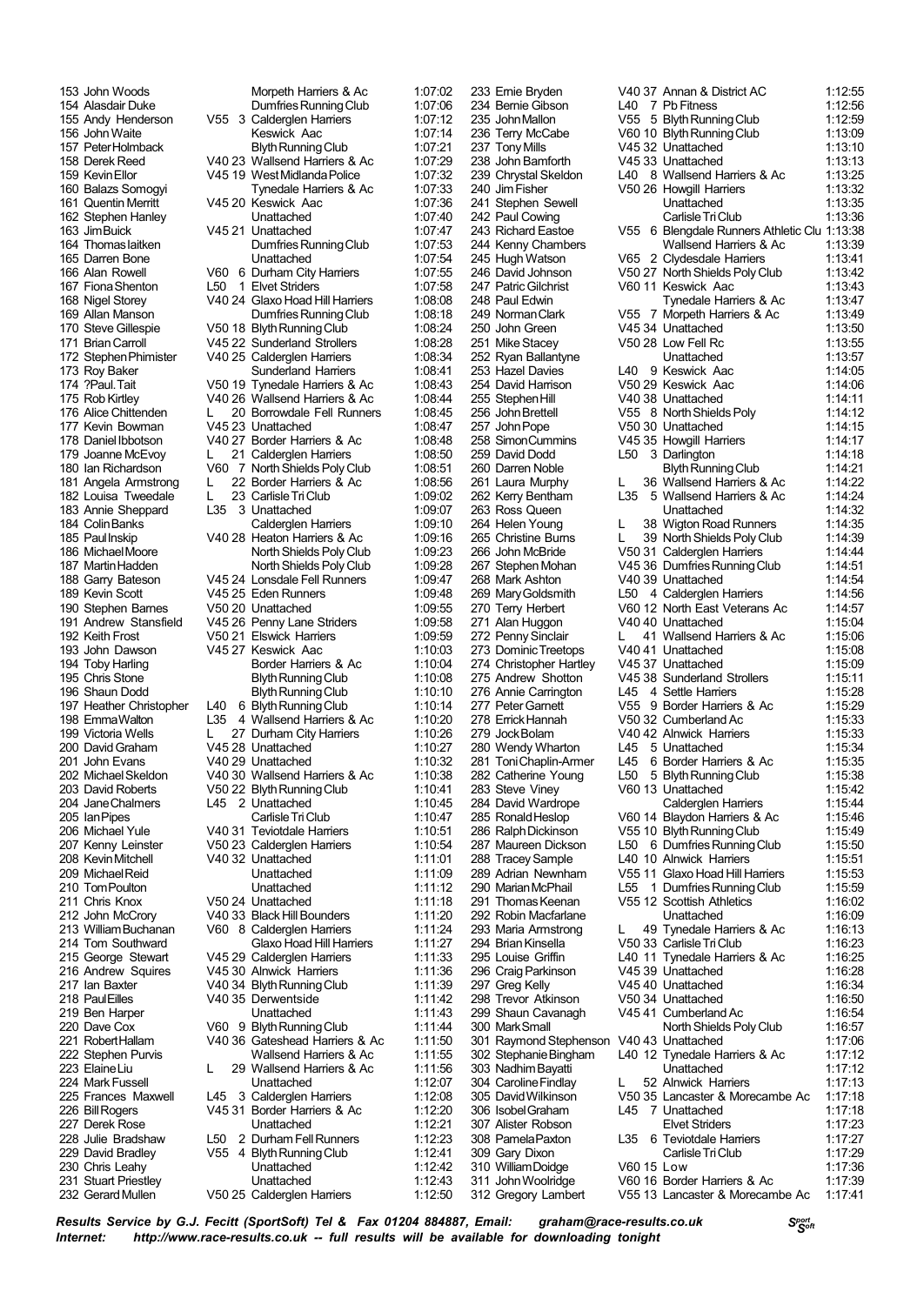| Pos | Name | Cat | Club | Time |
|---|---|---|---|---|
| 153 | John Woods | | Morpeth Harriers & Ac | 1:07:02 |
| 154 | Alasdair Duke | | Dumfries Running Club | 1:07:06 |
| 155 | Andy Henderson | V55 3 | Calderglen Harriers | 1:07:12 |
| 156 | John Waite | | Keswick Aac | 1:07:14 |
| 157 | Peter Holmback | | Blyth Running Club | 1:07:21 |
| 158 | Derek Reed | V40 23 | Wallsend Harriers & Ac | 1:07:29 |
| 159 | Kevin Ellor | V45 19 | West Midlanda Police | 1:07:32 |
| 160 | Balazs Somogyi | | Tynedale Harriers & Ac | 1:07:33 |
| 161 | Quentin Merritt | V45 20 | Keswick Aac | 1:07:36 |
| 162 | Stephen Hanley | | Unattached | 1:07:40 |
| 163 | Jim Buick | V45 21 | Unattached | 1:07:47 |
| 164 | Thomas laitken | | Dumfries Running Club | 1:07:53 |
| 165 | Darren Bone | | Unattached | 1:07:54 |
| 166 | Alan Rowell | V60 6 | Durham City Harriers | 1:07:55 |
| 167 | Fiona Shenton | L50 1 | Elvet Striders | 1:07:58 |
| 168 | Nigel Storey | V40 24 | Glaxo Hoad Hill Harriers | 1:08:08 |
| 169 | Allan Manson | | Dumfries Running Club | 1:08:18 |
| 170 | Steve Gillespie | V50 18 | Blyth Running Club | 1:08:24 |
| 171 | Brian Carroll | V45 22 | Sunderland Strollers | 1:08:28 |
| 172 | Stephen Phimister | V40 25 | Calderglen Harriers | 1:08:34 |
| 173 | Roy Baker | | Sunderland Harriers | 1:08:41 |
| 174 | ?Paul. Tait | V50 19 | Tynedale Harriers & Ac | 1:08:43 |
| 175 | Rob Kirtley | V40 26 | Wallsend Harriers & Ac | 1:08:44 |
| 176 | Alice Chittenden | L 20 | Borrowdale Fell Runners | 1:08:45 |
| 177 | Kevin Bowman | V45 23 | Unattached | 1:08:47 |
| 178 | Daniel Ibbotson | V40 27 | Border Harriers & Ac | 1:08:48 |
| 179 | Joanne McEvoy | L 21 | Calderglen Harriers | 1:08:50 |
| 180 | Ian Richardson | V60 7 | North Shields Poly Club | 1:08:51 |
| 181 | Angela Armstrong | L 22 | Border Harriers & Ac | 1:08:56 |
| 182 | Louisa Tweedale | L 23 | Carlisle Tri Club | 1:09:02 |
| 183 | Annie Sheppard | L35 3 | Unattached | 1:09:07 |
| 184 | Colin Banks | | Calderglen Harriers | 1:09:10 |
| 185 | Paul Inskip | V40 28 | Heaton Harriers & Ac | 1:09:16 |
| 186 | Michael Moore | | North Shields Poly Club | 1:09:23 |
| 187 | Martin Hadden | | North Shields Poly Club | 1:09:28 |
| 188 | Garry Bateson | V45 24 | Lonsdale Fell Runners | 1:09:47 |
| 189 | Kevin Scott | V45 25 | Eden Runners | 1:09:48 |
| 190 | Stephen Barnes | V50 20 | Unattached | 1:09:55 |
| 191 | Andrew Stansfield | V45 26 | Penny Lane Striders | 1:09:58 |
| 192 | Keith Frost | V50 21 | Elswick Harriers | 1:09:59 |
| 193 | John Dawson | V45 27 | Keswick Aac | 1:10:03 |
| 194 | Toby Harling | | Border Harriers & Ac | 1:10:04 |
| 195 | Chris Stone | | Blyth Running Club | 1:10:08 |
| 196 | Shaun Dodd | | Blyth Running Club | 1:10:10 |
| 197 | Heather Christopher | L40 6 | Blyth Running Club | 1:10:14 |
| 198 | Emma Walton | L35 4 | Wallsend Harriers & Ac | 1:10:20 |
| 199 | Victoria Wells | L 27 | Durham City Harriers | 1:10:26 |
| 200 | David Graham | V45 28 | Unattached | 1:10:27 |
| 201 | John Evans | V40 29 | Unattached | 1:10:32 |
| 202 | Michael Skeldon | V40 30 | Wallsend Harriers & Ac | 1:10:38 |
| 203 | David Roberts | V50 22 | Blyth Running Club | 1:10:41 |
| 204 | Jane Chalmers | L45 2 | Unattached | 1:10:45 |
| 205 | Ian Pipes | | Carlisle Tri Club | 1:10:47 |
| 206 | Michael Yule | V40 31 | Teviotdale Harriers | 1:10:51 |
| 207 | Kenny Leinster | V50 23 | Calderglen Harriers | 1:10:54 |
| 208 | Kevin Mitchell | V40 32 | Unattached | 1:11:01 |
| 209 | Michael Reid | | Unattached | 1:11:09 |
| 210 | Tom Poulton | | Unattached | 1:11:12 |
| 211 | Chris Knox | V50 24 | Unattached | 1:11:18 |
| 212 | John McCrory | V40 33 | Black Hill Bounders | 1:11:20 |
| 213 | William Buchanan | V60 8 | Calderglen Harriers | 1:11:24 |
| 214 | Tom Southward | | Glaxo Hoad Hill Harriers | 1:11:27 |
| 215 | George Stewart | V45 29 | Calderglen Harriers | 1:11:33 |
| 216 | Andrew Squires | V45 30 | Alnwick Harriers | 1:11:36 |
| 217 | Ian Baxter | V40 34 | Blyth Running Club | 1:11:39 |
| 218 | Paul Eilles | V40 35 | Derwentside | 1:11:42 |
| 219 | Ben Harper | | Unattached | 1:11:43 |
| 220 | Dave Cox | V60 9 | Blyth Running Club | 1:11:44 |
| 221 | Robert Hallam | V40 36 | Gateshead Harriers & Ac | 1:11:50 |
| 222 | Stephen Purvis | | Wallsend Harriers & Ac | 1:11:55 |
| 223 | Elaine Liu | L 29 | Wallsend Harriers & Ac | 1:11:56 |
| 224 | Mark Fussell | | Unattached | 1:12:07 |
| 225 | Frances Maxwell | L45 3 | Calderglen Harriers | 1:12:08 |
| 226 | Bill Rogers | V45 31 | Border Harriers & Ac | 1:12:20 |
| 227 | Derek Rose | | Unattached | 1:12:21 |
| 228 | Julie Bradshaw | L50 2 | Durham Fell Runners | 1:12:23 |
| 229 | David Bradley | V55 4 | Blyth Running Club | 1:12:41 |
| 230 | Chris Leahy | | Unattached | 1:12:42 |
| 231 | Stuart Priestley | | Unattached | 1:12:43 |
| 232 | Gerard Mullen | V50 25 | Calderglen Harriers | 1:12:50 |
| 233 | Ernie Bryden | V40 37 | Annan & District AC | 1:12:55 |
| 234 | Bernie Gibson | L40 7 | Pb Fitness | 1:12:56 |
| 235 | John Mallon | V55 5 | Blyth Running Club | 1:12:59 |
| 236 | Terry McCabe | V60 10 | Blyth Running Club | 1:13:09 |
| 237 | Tony Mills | V45 32 | Unattached | 1:13:10 |
| 238 | John Bamforth | V45 33 | Unattached | 1:13:13 |
| 239 | Chrystal Skeldon | L40 8 | Wallsend Harriers & Ac | 1:13:25 |
| 240 | Jim Fisher | V50 26 | Howgill Harriers | 1:13:32 |
| 241 | Stephen Sewell | | Unattached | 1:13:35 |
| 242 | Paul Cowing | | Carlisle Tri Club | 1:13:36 |
| 243 | Richard Eastoe | V55 6 | Blengdale Runners Athletic Clu | 1:13:38 |
| 244 | Kenny Chambers | | Wallsend Harriers & Ac | 1:13:39 |
| 245 | Hugh Watson | V65 2 | Clydesdale Harriers | 1:13:41 |
| 246 | David Johnson | V50 27 | North Shields Poly Club | 1:13:42 |
| 247 | Patric Gilchrist | V60 11 | Keswick Aac | 1:13:43 |
| 248 | Paul Edwin | | Tynedale Harriers & Ac | 1:13:47 |
| 249 | Norman Clark | V55 7 | Morpeth Harriers & Ac | 1:13:49 |
| 250 | John Green | V45 34 | Unattached | 1:13:50 |
| 251 | Mike Stacey | V50 28 | Low Fell Rc | 1:13:55 |
| 252 | Ryan Ballantyne | | Unattached | 1:13:57 |
| 253 | Hazel Davies | L40 9 | Keswick Aac | 1:14:05 |
| 254 | David Harrison | V50 29 | Keswick Aac | 1:14:06 |
| 255 | Stephen Hill | V40 38 | Unattached | 1:14:11 |
| 256 | John Brettell | V55 8 | North Shields Poly | 1:14:12 |
| 257 | John Pope | V50 30 | Unattached | 1:14:15 |
| 258 | Simon Cummins | V45 35 | Howgill Harriers | 1:14:17 |
| 259 | David Dodd | L50 3 | Darlington | 1:14:18 |
| 260 | Darren Noble | | Blyth Running Club | 1:14:21 |
| 261 | Laura Murphy | L 36 | Wallsend Harriers & Ac | 1:14:22 |
| 262 | Kerry Bentham | L35 5 | Wallsend Harriers & Ac | 1:14:24 |
| 263 | Ross Queen | | Unattached | 1:14:32 |
| 264 | Helen Young | L 38 | Wigton Road Runners | 1:14:35 |
| 265 | Christine Burns | L 39 | North Shields Poly Club | 1:14:39 |
| 266 | John McBride | V50 31 | Calderglen Harriers | 1:14:44 |
| 267 | Stephen Mohan | V45 36 | Dumfries Running Club | 1:14:51 |
| 268 | Mark Ashton | V40 39 | Unattached | 1:14:54 |
| 269 | Mary Goldsmith | L50 4 | Calderglen Harriers | 1:14:56 |
| 270 | Terry Herbert | V60 12 | North East Veterans Ac | 1:14:57 |
| 271 | Alan Huggon | V40 40 | Unattached | 1:15:04 |
| 272 | Penny Sinclair | L 41 | Wallsend Harriers & Ac | 1:15:06 |
| 273 | Dominic Treetops | V40 41 | Unattached | 1:15:08 |
| 274 | Christopher Hartley | V45 37 | Unattached | 1:15:09 |
| 275 | Andrew Shotton | V45 38 | Sunderland Strollers | 1:15:11 |
| 276 | Annie Carrington | L45 4 | Settle Harriers | 1:15:28 |
| 277 | Peter Garnett | V55 9 | Border Harriers & Ac | 1:15:29 |
| 278 | Errick Hannah | V50 32 | Cumberland Ac | 1:15:33 |
| 279 | Jock Bolam | V40 42 | Alnwick Harriers | 1:15:33 |
| 280 | Wendy Wharton | L45 5 | Unattached | 1:15:34 |
| 281 | Toni Chaplin-Armer | L45 6 | Border Harriers & Ac | 1:15:35 |
| 282 | Catherine Young | L50 5 | Blyth Running Club | 1:15:38 |
| 283 | Steve Viney | V60 13 | Unattached | 1:15:42 |
| 284 | David Wardrope | | Calderglen Harriers | 1:15:44 |
| 285 | Ronald Heslop | V60 14 | Blaydon Harriers & Ac | 1:15:46 |
| 286 | Ralph Dickinson | V55 10 | Blyth Running Club | 1:15:49 |
| 287 | Maureen Dickson | L50 6 | Dumfries Running Club | 1:15:50 |
| 288 | Tracey Sample | L40 10 | Alnwick Harriers | 1:15:51 |
| 289 | Adrian Newnham | V55 11 | Glaxo Hoad Hill Harriers | 1:15:53 |
| 290 | Marian McPhail | L55 1 | Dumfries Running Club | 1:15:59 |
| 291 | Thomas Keenan | V55 12 | Scottish Athletics | 1:16:02 |
| 292 | Robin Macfarlane | | Unattached | 1:16:09 |
| 293 | Maria Armstrong | L 49 | Tynedale Harriers & Ac | 1:16:13 |
| 294 | Brian Kinsella | V50 33 | Carlisle Tri Club | 1:16:23 |
| 295 | Louise Griffin | L40 11 | Tynedale Harriers & Ac | 1:16:25 |
| 296 | Craig Parkinson | V45 39 | Unattached | 1:16:28 |
| 297 | Greg Kelly | V45 40 | Unattached | 1:16:34 |
| 298 | Trevor Atkinson | V50 34 | Unattached | 1:16:50 |
| 299 | Shaun Cavanagh | V45 41 | Cumberland Ac | 1:16:54 |
| 300 | Mark Small | | North Shields Poly Club | 1:16:57 |
| 301 | Raymond Stephenson | V40 43 | Unattached | 1:17:06 |
| 302 | Stephanie Bingham | L40 12 | Tynedale Harriers & Ac | 1:17:12 |
| 303 | Nadhim Bayatti | | Unattached | 1:17:12 |
| 304 | Caroline Findlay | L 52 | Alnwick Harriers | 1:17:13 |
| 305 | David Wilkinson | V50 35 | Lancaster & Morecambe Ac | 1:17:18 |
| 306 | Isobel Graham | L45 7 | Unattached | 1:17:18 |
| 307 | Alister Robson | | Elvet Striders | 1:17:23 |
| 308 | Pamela Paxton | L35 6 | Teviotdale Harriers | 1:17:27 |
| 309 | Gary Dixon | | Carlisle Tri Club | 1:17:29 |
| 310 | William Doidge | V60 15 | Low | 1:17:36 |
| 311 | John Woolridge | V60 16 | Border Harriers & Ac | 1:17:39 |
| 312 | Gregory Lambert | V55 13 | Lancaster & Morecambe Ac | 1:17:41 |

*Results Service by G.J. Fecitt (SportSoft) Tel & Fax 01204 884887, Email: graham@race-results.co.uk*
*Internet: http://www.race-results.co.uk -- full results will be available for downloading tonight*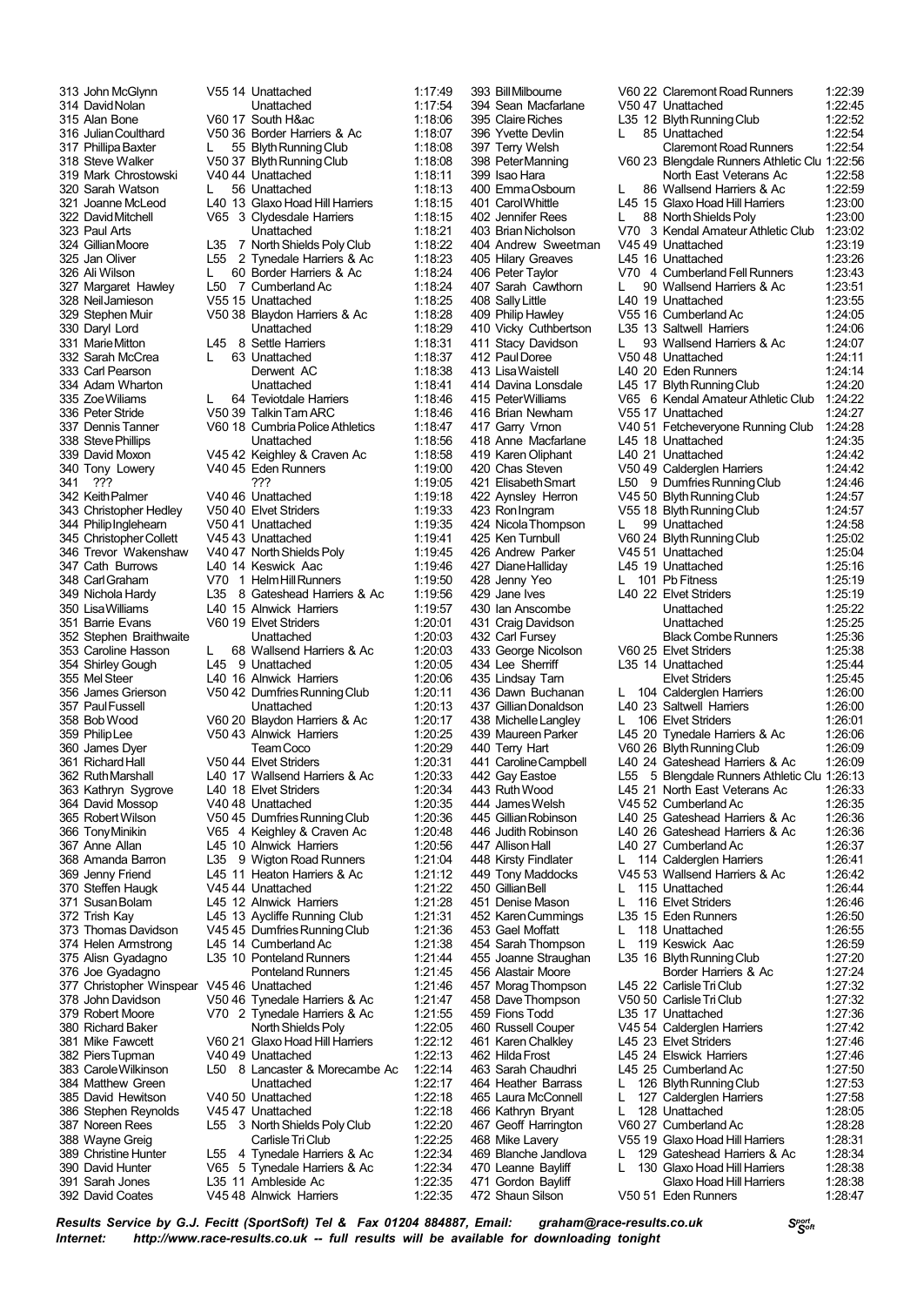| Pos | Name | Cat | Club | Time |
|---|---|---|---|---|
| 313 | John McGlynn | V55 14 | Unattached | 1:17:49 |
| 314 | David Nolan | | Unattached | 1:17:54 |
| 315 | Alan Bone | V60 17 | South H&ac | 1:18:06 |
| 316 | Julian Coulthard | V50 36 | Border Harriers & Ac | 1:18:07 |
| 317 | Phillipa Baxter | L 55 | Blyth Running Club | 1:18:08 |
| 318 | Steve Walker | V50 37 | Blyth Running Club | 1:18:08 |
| 319 | Mark Chrostowski | V40 44 | Unattached | 1:18:11 |
| 320 | Sarah Watson | L 56 | Unattached | 1:18:13 |
| 321 | Joanne McLeod | L40 13 | Glaxo Hoad Hill Harriers | 1:18:15 |
| 322 | David Mitchell | V65 3 | Clydesdale Harriers | 1:18:15 |
| 323 | Paul Arts | | Unattached | 1:18:21 |
| 324 | Gillian Moore | L35 7 | North Shields Poly Club | 1:18:22 |
| 325 | Jan Oliver | L55 2 | Tynedale Harriers & Ac | 1:18:23 |
| 326 | Ali Wilson | L 60 | Border Harriers & Ac | 1:18:24 |
| 327 | Margaret Hawley | L50 7 | Cumberland Ac | 1:18:24 |
| 328 | Neil Jamieson | V55 15 | Unattached | 1:18:25 |
| 329 | Stephen Muir | V50 38 | Blaydon Harriers & Ac | 1:18:28 |
| 330 | Daryl Lord | | Unattached | 1:18:29 |
| 331 | Marie Mitton | L45 8 | Settle Harriers | 1:18:31 |
| 332 | Sarah McCrea | L 63 | Unattached | 1:18:37 |
| 333 | Carl Pearson | | Derwent AC | 1:18:38 |
| 334 | Adam Wharton | | Unattached | 1:18:41 |
| 335 | Zoe Wiliams | L 64 | Teviotdale Harriers | 1:18:46 |
| 336 | Peter Stride | V50 39 | Talkin Tarn ARC | 1:18:46 |
| 337 | Dennis Tanner | V60 18 | Cumbria Police Athletics | 1:18:47 |
| 338 | Steve Phillips | | Unattached | 1:18:56 |
| 339 | David Moxon | V45 42 | Keighley & Craven Ac | 1:18:58 |
| 340 | Tony Lowery | V40 45 | Eden Runners | 1:19:00 |
| 341 | ??? | | ??? | 1:19:05 |
| 342 | Keith Palmer | V40 46 | Unattached | 1:19:18 |
| 343 | Christopher Hedley | V50 40 | Elvet Striders | 1:19:33 |
| 344 | Philip Inglehearn | V50 41 | Unattached | 1:19:35 |
| 345 | Christopher Collett | V45 43 | Unattached | 1:19:41 |
| 346 | Trevor Wakenshaw | V40 47 | North Shields Poly | 1:19:45 |
| 347 | Cath Burrows | L40 14 | Keswick Aac | 1:19:46 |
| 348 | Carl Graham | V70 1 | Helm Hill Runners | 1:19:50 |
| 349 | Nichola Hardy | L35 8 | Gateshead Harriers & Ac | 1:19:56 |
| 350 | Lisa Williams | L40 15 | Alnwick Harriers | 1:19:57 |
| 351 | Barrie Evans | V60 19 | Elvet Striders | 1:20:01 |
| 352 | Stephen Braithwaite | | Unattached | 1:20:03 |
| 353 | Caroline Hasson | L 68 | Wallsend Harriers & Ac | 1:20:03 |
| 354 | Shirley Gough | L45 9 | Unattached | 1:20:05 |
| 355 | Mel Steer | L40 16 | Alnwick Harriers | 1:20:06 |
| 356 | James Grierson | V50 42 | Dumfries Running Club | 1:20:11 |
| 357 | Paul Fussell | | Unattached | 1:20:13 |
| 358 | Bob Wood | V60 20 | Blaydon Harriers & Ac | 1:20:17 |
| 359 | Philip Lee | V50 43 | Alnwick Harriers | 1:20:25 |
| 360 | James Dyer | | Team Coco | 1:20:29 |
| 361 | Richard Hall | V50 44 | Elvet Striders | 1:20:31 |
| 362 | Ruth Marshall | L40 17 | Wallsend Harriers & Ac | 1:20:33 |
| 363 | Kathryn Sygrove | L40 18 | Elvet Striders | 1:20:34 |
| 364 | David Mossop | V40 48 | Unattached | 1:20:35 |
| 365 | Robert Wilson | V50 45 | Dumfries Running Club | 1:20:36 |
| 366 | Tony Minikin | V65 4 | Keighley & Craven Ac | 1:20:48 |
| 367 | Anne Allan | L45 10 | Alnwick Harriers | 1:20:56 |
| 368 | Amanda Barron | L35 9 | Wigton Road Runners | 1:21:04 |
| 369 | Jenny Friend | L45 11 | Heaton Harriers & Ac | 1:21:12 |
| 370 | Steffen Haugk | V45 44 | Unattached | 1:21:22 |
| 371 | Susan Bolam | L45 12 | Alnwick Harriers | 1:21:28 |
| 372 | Trish Kay | L45 13 | Aycliffe Running Club | 1:21:31 |
| 373 | Thomas Davidson | V45 45 | Dumfries Running Club | 1:21:36 |
| 374 | Helen Armstrong | L45 14 | Cumberland Ac | 1:21:38 |
| 375 | Alisn Gyadagno | L35 10 | Ponteland Runners | 1:21:44 |
| 376 | Joe Gyadagno | | Ponteland Runners | 1:21:45 |
| 377 | Christopher Winspear | V45 46 | Unattached | 1:21:46 |
| 378 | John Davidson | V50 46 | Tynedale Harriers & Ac | 1:21:47 |
| 379 | Robert Moore | V70 2 | Tynedale Harriers & Ac | 1:21:55 |
| 380 | Richard Baker | | North Shields Poly | 1:22:05 |
| 381 | Mike Fawcett | V60 21 | Glaxo Hoad Hill Harriers | 1:22:12 |
| 382 | Piers Tupman | V40 49 | Unattached | 1:22:13 |
| 383 | Carole Wilkinson | L50 8 | Lancaster & Morecambe Ac | 1:22:14 |
| 384 | Matthew Green | | Unattached | 1:22:17 |
| 385 | David Hewitson | V40 50 | Unattached | 1:22:18 |
| 386 | Stephen Reynolds | V45 47 | Unattached | 1:22:18 |
| 387 | Noreen Rees | L55 3 | North Shields Poly Club | 1:22:20 |
| 388 | Wayne Greig | | Carlisle Tri Club | 1:22:25 |
| 389 | Christine Hunter | L55 4 | Tynedale Harriers & Ac | 1:22:34 |
| 390 | David Hunter | V65 5 | Tynedale Harriers & Ac | 1:22:34 |
| 391 | Sarah Jones | L35 11 | Ambleside Ac | 1:22:35 |
| 392 | David Coates | V45 48 | Alnwick Harriers | 1:22:35 |
| 393 | Bill Milbourne | V60 22 | Claremont Road Runners | 1:22:39 |
| 394 | Sean Macfarlane | V50 47 | Unattached | 1:22:45 |
| 395 | Claire Riches | L35 12 | Blyth Running Club | 1:22:52 |
| 396 | Yvette Devlin | L 85 | Unattached | 1:22:54 |
| 397 | Terry Welsh | | Claremont Road Runners | 1:22:54 |
| 398 | Peter Manning | V60 23 | Blengdale Runners Athletic Clu | 1:22:56 |
| 399 | Isao Hara | | North East Veterans Ac | 1:22:58 |
| 400 | Emma Osbourn | L 86 | Wallsend Harriers & Ac | 1:22:59 |
| 401 | Carol Whittle | L45 15 | Glaxo Hoad Hill Harriers | 1:23:00 |
| 402 | Jennifer Rees | L 88 | North Shields Poly | 1:23:00 |
| 403 | Brian Nicholson | V70 3 | Kendal Amateur Athletic Club | 1:23:02 |
| 404 | Andrew Sweetman | V45 49 | Unattached | 1:23:19 |
| 405 | Hilary Greaves | L45 16 | Unattached | 1:23:26 |
| 406 | Peter Taylor | V70 4 | Cumberland Fell Runners | 1:23:43 |
| 407 | Sarah Cawthorn | L 90 | Wallsend Harriers & Ac | 1:23:51 |
| 408 | Sally Little | L40 19 | Unattached | 1:23:55 |
| 409 | Philip Hawley | V55 16 | Cumberland Ac | 1:24:05 |
| 410 | Vicky Cuthbertson | L35 13 | Saltwell Harriers | 1:24:06 |
| 411 | Stacy Davidson | L 93 | Wallsend Harriers & Ac | 1:24:07 |
| 412 | Paul Doree | V50 48 | Unattached | 1:24:11 |
| 413 | Lisa Waistell | L40 20 | Eden Runners | 1:24:14 |
| 414 | Davina Lonsdale | L45 17 | Blyth Running Club | 1:24:20 |
| 415 | Peter Williams | V65 6 | Kendal Amateur Athletic Club | 1:24:22 |
| 416 | Brian Newham | V55 17 | Unattached | 1:24:27 |
| 417 | Garry Vrnon | V40 51 | Fetcheveryone Running Club | 1:24:28 |
| 418 | Anne Macfarlane | L45 18 | Unattached | 1:24:35 |
| 419 | Karen Oliphant | L40 21 | Unattached | 1:24:42 |
| 420 | Chas Steven | V50 49 | Calderglen Harriers | 1:24:42 |
| 421 | Elisabeth Smart | L50 9 | Dumfries Running Club | 1:24:46 |
| 422 | Aynsley Herron | V45 50 | Blyth Running Club | 1:24:57 |
| 423 | Ron Ingram | V55 18 | Blyth Running Club | 1:24:57 |
| 424 | Nicola Thompson | L 99 | Unattached | 1:24:58 |
| 425 | Ken Turnbull | V60 24 | Blyth Running Club | 1:25:02 |
| 426 | Andrew Parker | V45 51 | Unattached | 1:25:04 |
| 427 | Diane Halliday | L45 19 | Unattached | 1:25:16 |
| 428 | Jenny Yeo | L 101 | Pb Fitness | 1:25:19 |
| 429 | Jane Ives | L40 22 | Elvet Striders | 1:25:19 |
| 430 | Ian Anscombe | | Unattached | 1:25:22 |
| 431 | Craig Davidson | | Unattached | 1:25:25 |
| 432 | Carl Fursey | | Black Combe Runners | 1:25:36 |
| 433 | George Nicolson | V60 25 | Elvet Striders | 1:25:38 |
| 434 | Lee Sherriff | L35 14 | Unattached | 1:25:44 |
| 435 | Lindsay Tarn | | Elvet Striders | 1:25:45 |
| 436 | Dawn Buchanan | L 104 | Calderglen Harriers | 1:26:00 |
| 437 | Gillian Donaldson | L40 23 | Saltwell Harriers | 1:26:00 |
| 438 | Michelle Langley | L 106 | Elvet Striders | 1:26:01 |
| 439 | Maureen Parker | L45 20 | Tynedale Harriers & Ac | 1:26:06 |
| 440 | Terry Hart | V60 26 | Blyth Running Club | 1:26:09 |
| 441 | Caroline Campbell | L40 24 | Gateshead Harriers & Ac | 1:26:09 |
| 442 | Gay Eastoe | L55 5 | Blengdale Runners Athletic Clu | 1:26:13 |
| 443 | Ruth Wood | L45 21 | North East Veterans Ac | 1:26:33 |
| 444 | James Welsh | V45 52 | Cumberland Ac | 1:26:35 |
| 445 | Gillian Robinson | L40 25 | Gateshead Harriers & Ac | 1:26:36 |
| 446 | Judith Robinson | L40 26 | Gateshead Harriers & Ac | 1:26:36 |
| 447 | Allison Hall | L40 27 | Cumberland Ac | 1:26:37 |
| 448 | Kirsty Findlater | L 114 | Calderglen Harriers | 1:26:41 |
| 449 | Tony Maddocks | V45 53 | Wallsend Harriers & Ac | 1:26:42 |
| 450 | Gillian Bell | L 115 | Unattached | 1:26:44 |
| 451 | Denise Mason | L 116 | Elvet Striders | 1:26:46 |
| 452 | Karen Cummings | L35 15 | Eden Runners | 1:26:50 |
| 453 | Gael Moffatt | L 118 | Unattached | 1:26:55 |
| 454 | Sarah Thompson | L 119 | Keswick Aac | 1:26:59 |
| 455 | Joanne Straughan | L35 16 | Blyth Running Club | 1:27:20 |
| 456 | Alastair Moore | | Border Harriers & Ac | 1:27:24 |
| 457 | Morag Thompson | L45 22 | Carlisle Tri Club | 1:27:32 |
| 458 | Dave Thompson | V50 50 | Carlisle Tri Club | 1:27:32 |
| 459 | Fions Todd | L35 17 | Unattached | 1:27:36 |
| 460 | Russell Couper | V45 54 | Calderglen Harriers | 1:27:42 |
| 461 | Karen Chalkley | L45 23 | Elvet Striders | 1:27:46 |
| 462 | Hilda Frost | L45 24 | Elswick Harriers | 1:27:46 |
| 463 | Sarah Chaudhri | L45 25 | Cumberland Ac | 1:27:50 |
| 464 | Heather Barrass | L 126 | Blyth Running Club | 1:27:53 |
| 465 | Laura McConnell | L 127 | Calderglen Harriers | 1:27:58 |
| 466 | Kathryn Bryant | L 128 | Unattached | 1:28:05 |
| 467 | Geoff Harrington | V60 27 | Cumberland Ac | 1:28:28 |
| 468 | Mike Lavery | V55 19 | Glaxo Hoad Hill Harriers | 1:28:31 |
| 469 | Blanche Jandlova | L 129 | Gateshead Harriers & Ac | 1:28:34 |
| 470 | Leanne Bayliff | L 130 | Glaxo Hoad Hill Harriers | 1:28:38 |
| 471 | Gordon Bayliff | | Glaxo Hoad Hill Harriers | 1:28:38 |
| 472 | Shaun Silson | V50 51 | Eden Runners | 1:28:47 |

*Results Service by G.J. Fecitt (SportSoft) Tel & Fax 01204 884887, Email: graham@race-results.co.uk*
*Internet: http://www.race-results.co.uk -- full results will be available for downloading tonight*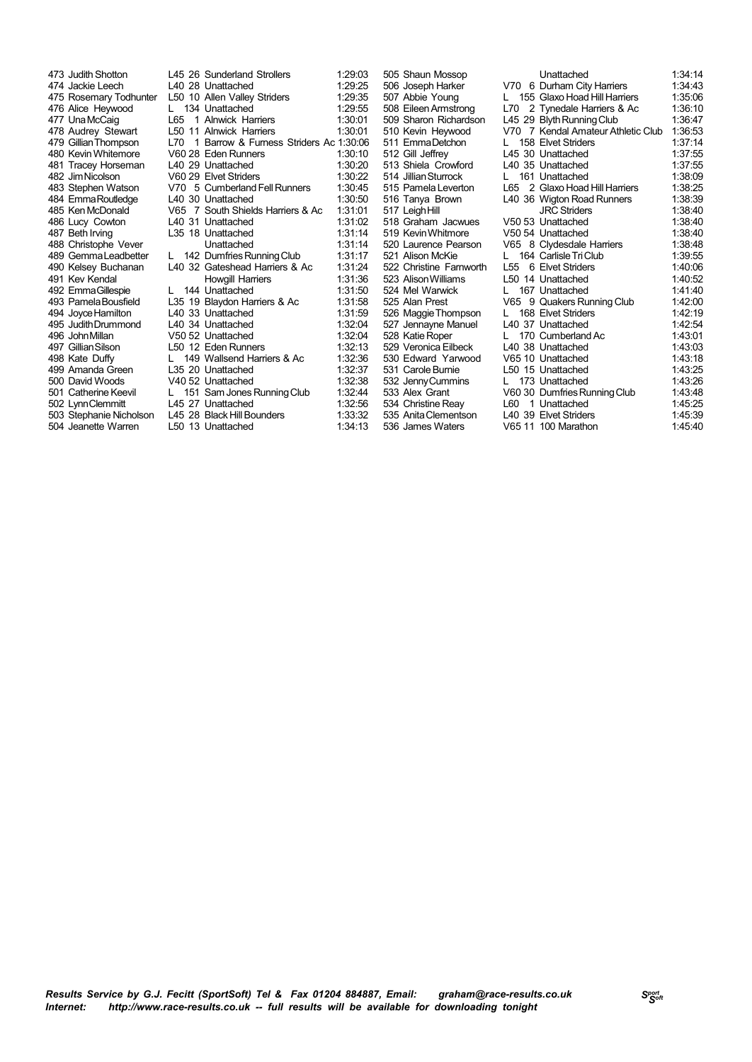| Pos | Name | Cat | Club | Time |
|---|---|---|---|---|
| 473 | Judith Shotton | L45 26 | Sunderland Strollers | 1:29:03 |
| 474 | Jackie Leech | L40 28 | Unattached | 1:29:25 |
| 475 | Rosemary Todhunter | L50 10 | Allen Valley Striders | 1:29:35 |
| 476 | Alice Heywood | L 134 | Unattached | 1:29:55 |
| 477 | Una McCaig | L65 1 | Alnwick Harriers | 1:30:01 |
| 478 | Audrey Stewart | L50 11 | Alnwick Harriers | 1:30:01 |
| 479 | Gillian Thompson | L70 1 | Barrow & Furness Striders Ac | 1:30:06 |
| 480 | Kevin Whitemore | V60 28 | Eden Runners | 1:30:10 |
| 481 | Tracey Horseman | L40 29 | Unattached | 1:30:20 |
| 482 | Jim Nicolson | V60 29 | Elvet Striders | 1:30:22 |
| 483 | Stephen Watson | V70 5 | Cumberland Fell Runners | 1:30:45 |
| 484 | Emma Routledge | L40 30 | Unattached | 1:30:50 |
| 485 | Ken McDonald | V65 7 | South Shields Harriers & Ac | 1:31:01 |
| 486 | Lucy Cowton | L40 31 | Unattached | 1:31:02 |
| 487 | Beth Irving | L35 18 | Unattached | 1:31:14 |
| 488 | Christophe Vever | | Unattached | 1:31:14 |
| 489 | Gemma Leadbetter | L 142 | Dumfries Running Club | 1:31:17 |
| 490 | Kelsey Buchanan | L40 32 | Gateshead Harriers & Ac | 1:31:24 |
| 491 | Kev Kendal | | Howgill Harriers | 1:31:36 |
| 492 | Emma Gillespie | L 144 | Unattached | 1:31:50 |
| 493 | Pamela Bousfield | L35 19 | Blaydon Harriers & Ac | 1:31:58 |
| 494 | Joyce Hamilton | L40 33 | Unattached | 1:31:59 |
| 495 | Judith Drummond | L40 34 | Unattached | 1:32:04 |
| 496 | John Millan | V50 52 | Unattached | 1:32:04 |
| 497 | Gillian Silson | L50 12 | Eden Runners | 1:32:13 |
| 498 | Kate Duffy | L 149 | Wallsend Harriers & Ac | 1:32:36 |
| 499 | Amanda Green | L35 20 | Unattached | 1:32:37 |
| 500 | David Woods | V40 52 | Unattached | 1:32:38 |
| 501 | Catherine Keevil | L 151 | Sam Jones Running Club | 1:32:44 |
| 502 | Lynn Clemmitt | L45 27 | Unattached | 1:32:56 |
| 503 | Stephanie Nicholson | L45 28 | Black Hill Bounders | 1:33:32 |
| 504 | Jeanette Warren | L50 13 | Unattached | 1:34:13 |
| 505 | Shaun Mossop | | Unattached | 1:34:14 |
| 506 | Joseph Harker | V70 6 | Durham City Harriers | 1:34:43 |
| 507 | Abbie Young | L 155 | Glaxo Hoad Hill Harriers | 1:35:06 |
| 508 | Eileen Armstrong | L70 2 | Tynedale Harriers & Ac | 1:36:10 |
| 509 | Sharon Richardson | L45 29 | Blyth Running Club | 1:36:47 |
| 510 | Kevin Heywood | V70 7 | Kendal Amateur Athletic Club | 1:36:53 |
| 511 | Emma Detchon | L 158 | Elvet Striders | 1:37:14 |
| 512 | Gill Jeffrey | L45 30 | Unattached | 1:37:55 |
| 513 | Shiela Crowford | L40 35 | Unattached | 1:37:55 |
| 514 | Jillian Sturrock | L 161 | Unattached | 1:38:09 |
| 515 | Pamela Leverton | L65 2 | Glaxo Hoad Hill Harriers | 1:38:25 |
| 516 | Tanya Brown | L40 36 | Wigton Road Runners | 1:38:39 |
| 517 | Leigh Hill | | JRC Striders | 1:38:40 |
| 518 | Graham Jacwues | V50 53 | Unattached | 1:38:40 |
| 519 | Kevin Whitmore | V50 54 | Unattached | 1:38:40 |
| 520 | Laurence Pearson | V65 8 | Clydesdale Harriers | 1:38:48 |
| 521 | Alison McKie | L 164 | Carlisle Tri Club | 1:39:55 |
| 522 | Christine Farnworth | L55 6 | Elvet Striders | 1:40:06 |
| 523 | Alison Williams | L50 14 | Unattached | 1:40:52 |
| 524 | Mel Warwick | L 167 | Unattached | 1:41:40 |
| 525 | Alan Prest | V65 9 | Quakers Running Club | 1:42:00 |
| 526 | Maggie Thompson | L 168 | Elvet Striders | 1:42:19 |
| 527 | Jennayne Manuel | L40 37 | Unattached | 1:42:54 |
| 528 | Katie Roper | L 170 | Cumberland Ac | 1:43:01 |
| 529 | Veronica Eilbeck | L40 38 | Unattached | 1:43:03 |
| 530 | Edward Yarwood | V65 10 | Unattached | 1:43:18 |
| 531 | Carole Burnie | L50 15 | Unattached | 1:43:25 |
| 532 | Jenny Cummins | L 173 | Unattached | 1:43:26 |
| 533 | Alex Grant | V60 30 | Dumfries Running Club | 1:43:48 |
| 534 | Christine Reay | L60 1 | Unattached | 1:45:25 |
| 535 | Anita Clementson | L40 39 | Elvet Striders | 1:45:39 |
| 536 | James Waters | V65 11 | 100 Marathon | 1:45:40 |

*Results Service by G.J. Fecitt (SportSoft) Tel & Fax 01204 884887, Email: graham@race-results.co.uk*
*Internet: http://www.race-results.co.uk -- full results will be available for downloading tonight*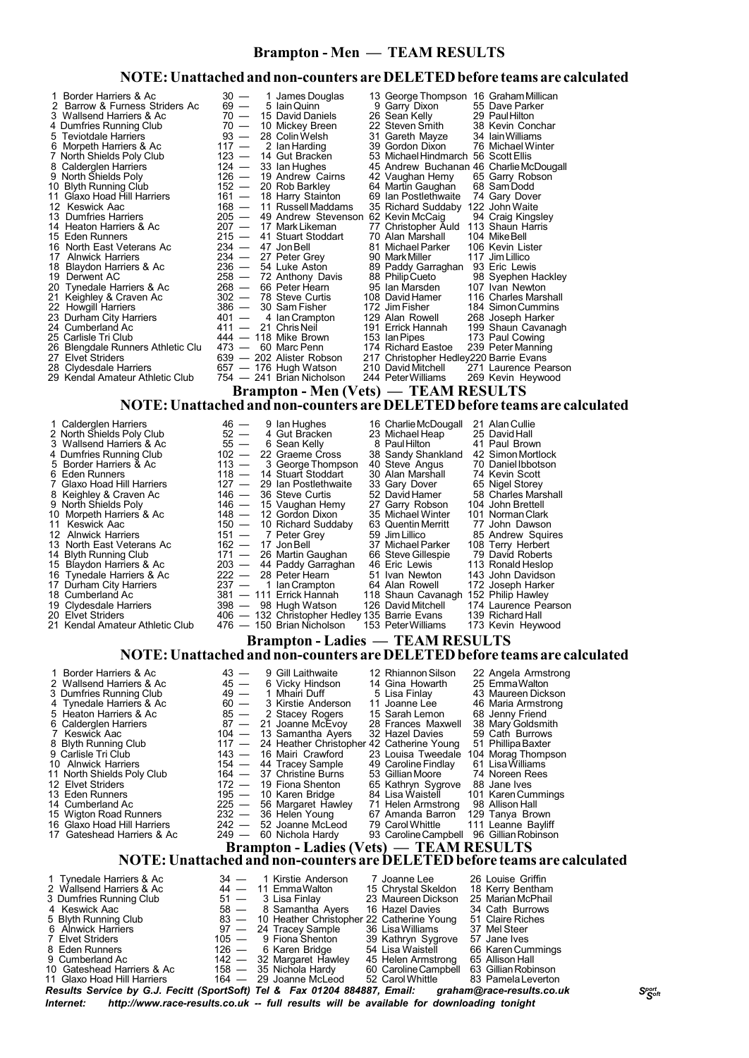## Brampton - Men — TEAM RESULTS

### NOTE: Unattached and non-counters are DELETED before teams are calculated

| | | | | | |
|---|---|---|---|---|---|
| 1 | Border Harriers & Ac | 30 | 1 James Douglas | 13 George Thompson | 16 Graham Millican |
| 2 | Barrow & Furness Striders Ac | 69 | 5 Iain Quinn | 9 Garry Dixon | 55 Dave Parker |
| 3 | Wallsend Harriers & Ac | 70 | 15 David Daniels | 26 Sean Kelly | 29 Paul Hilton |
| 4 | Dumfries Running Club | 70 | 10 Mickey Breen | 22 Steven Smith | 38 Kevin Conchar |
| 5 | Teviotdale Harriers | 93 | 28 Colin Welsh | 31 Gareth Mayze | 34 Iain Williams |
| 6 | Morpeth Harriers & Ac | 117 | 2 Ian Harding | 39 Gordon Dixon | 76 Michael Winter |
| 7 | North Shields Poly Club | 123 | 14 Gut Bracken | 53 Michael Hindmarch | 56 Scott Ellis |
| 8 | Calderglen Harriers | 124 | 33 Ian Hughes | 45 Andrew Buchanan | 46 Charlie McDougall |
| 9 | North Shields Poly | 126 | 19 Andrew Cairns | 42 Vaughan Hemy | 65 Garry Robson |
| 10 | Blyth Running Club | 152 | 20 Rob Barkley | 64 Martin Gaughan | 68 Sam Dodd |
| 11 | Glaxo Hoad Hill Harriers | 161 | 18 Harry Stainton | 69 Ian Postlethwaite | 74 Gary Dover |
| 12 | Keswick Aac | 168 | 11 Russell Maddams | 35 Richard Suddaby | 122 John Waite |
| 13 | Dumfries Harriers | 205 | 49 Andrew Stevenson | 62 Kevin McCaig | 94 Craig Kingsley |
| 14 | Heaton Harriers & Ac | 207 | 17 Mark Likeman | 77 Christopher Auld | 113 Shaun Harris |
| 15 | Eden Runners | 215 | 41 Stuart Stoddart | 70 Alan Marshall | 104 Mike Bell |
| 16 | North East Veterans Ac | 234 | 47 Jon Bell | 81 Michael Parker | 106 Kevin Lister |
| 17 | Alnwick Harriers | 234 | 27 Peter Grey | 90 Mark Miller | 117 Jim Lillico |
| 18 | Blaydon Harriers & Ac | 236 | 54 Luke Aston | 89 Paddy Garraghan | 93 Eric Lewis |
| 19 | Derwent AC | 258 | 72 Anthony Davis | 88 Philip Cueto | 98 Syephen Hackley |
| 20 | Tynedale Harriers & Ac | 268 | 66 Peter Hearn | 95 Ian Marsden | 107 Ivan Newton |
| 21 | Keighley & Craven Ac | 302 | 78 Steve Curtis | 108 David Hamer | 116 Charles Marshall |
| 22 | Howgill Harriers | 386 | 30 Sam Fisher | 172 Jim Fisher | 184 Simon Cummins |
| 23 | Durham City Harriers | 401 | 4 Ian Crampton | 129 Alan Rowell | 268 Joseph Harker |
| 24 | Cumberland Ac | 411 | 21 Chris Neil | 191 Errick Hannah | 199 Shaun Cavanagh |
| 25 | Carlisle Tri Club | 444 | 118 Mike Brown | 153 Ian Pipes | 173 Paul Cowing |
| 26 | Blengdale Runners Athletic Clu | 473 | 60 Marc Penn | 174 Richard Eastoe | 239 Peter Manning |
| 27 | Elvet Striders | 639 | 202 Alister Robson | 217 Christopher Hedley | 220 Barrie Evans |
| 28 | Clydesdale Harriers | 657 | 176 Hugh Watson | 210 David Mitchell | 271 Laurence Pearson |
| 29 | Kendal Amateur Athletic Club | 754 | 241 Brian Nicholson | 244 Peter Williams | 269 Kevin Heywood |

## Brampton - Men (Vets) — TEAM RESULTS

### NOTE: Unattached and non-counters are DELETED before teams are calculated

| | | | | | |
|---|---|---|---|---|---|
| 1 | Calderglen Harriers | 46 | 9 Ian Hughes | 16 Charlie McDougall | 21 Alan Cullie |
| 2 | North Shields Poly Club | 52 | 4 Gut Bracken | 23 Michael Heap | 25 David Hall |
| 3 | Wallsend Harriers & Ac | 55 | 6 Sean Kelly | 8 Paul Hilton | 41 Paul Brown |
| 4 | Dumfries Running Club | 102 | 22 Graeme Cross | 38 Sandy Shankland | 42 Simon Mortlock |
| 5 | Border Harriers & Ac | 113 | 3 George Thompson | 40 Steve Angus | 70 Daniel Ibbotson |
| 6 | Eden Runners | 118 | 14 Stuart Stoddart | 30 Alan Marshall | 74 Kevin Scott |
| 7 | Glaxo Hoad Hill Harriers | 127 | 29 Ian Postlethwaite | 33 Gary Dover | 65 Nigel Storey |
| 8 | Keighley & Craven Ac | 146 | 36 Steve Curtis | 52 David Hamer | 58 Charles Marshall |
| 9 | North Shields Poly | 146 | 15 Vaughan Hemy | 27 Garry Robson | 104 John Brettell |
| 10 | Morpeth Harriers & Ac | 148 | 12 Gordon Dixon | 35 Michael Winter | 101 Norman Clark |
| 11 | Keswick Aac | 150 | 10 Richard Suddaby | 63 Quentin Merritt | 77 John Dawson |
| 12 | Alnwick Harriers | 151 | 7 Peter Grey | 59 Jim Lillico | 85 Andrew Squires |
| 13 | North East Veterans Ac | 162 | 17 Jon Bell | 37 Michael Parker | 108 Terry Herbert |
| 14 | Blyth Running Club | 171 | 26 Martin Gaughan | 66 Steve Gillespie | 79 David Roberts |
| 15 | Blaydon Harriers & Ac | 203 | 44 Paddy Garraghan | 46 Eric Lewis | 113 Ronald Heslop |
| 16 | Tynedale Harriers & Ac | 222 | 28 Peter Hearn | 51 Ivan Newton | 143 John Davidson |
| 17 | Durham City Harriers | 237 | 1 Ian Crampton | 64 Alan Rowell | 172 Joseph Harker |
| 18 | Cumberland Ac | 381 | 111 Errick Hannah | 118 Shaun Cavanagh | 152 Philip Hawley |
| 19 | Clydesdale Harriers | 398 | 98 Hugh Watson | 126 David Mitchell | 174 Laurence Pearson |
| 20 | Elvet Striders | 406 | 132 Christopher Hedley | 135 Barrie Evans | 139 Richard Hall |
| 21 | Kendal Amateur Athletic Club | 476 | 150 Brian Nicholson | 153 Peter Williams | 173 Kevin Heywood |

## Brampton - Ladies — TEAM RESULTS

### NOTE: Unattached and non-counters are DELETED before teams are calculated

| | | | | | |
|---|---|---|---|---|---|
| 1 | Border Harriers & Ac | 43 | 9 Gill Laithwaite | 12 Rhiannon Silson | 22 Angela Armstrong |
| 2 | Wallsend Harriers & Ac | 45 | 6 Vicky Hindson | 14 Gina Howarth | 25 Emma Walton |
| 3 | Dumfries Running Club | 49 | 1 Mhairi Duff | 5 Lisa Finlay | 43 Maureen Dickson |
| 4 | Tynedale Harriers & Ac | 60 | 3 Kirstie Anderson | 11 Joanne Lee | 46 Maria Armstrong |
| 5 | Heaton Harriers & Ac | 85 | 2 Stacey Rogers | 15 Sarah Lemon | 68 Jenny Friend |
| 6 | Calderglen Harriers | 87 | 21 Joanne McEvoy | 28 Frances Maxwell | 38 Mary Goldsmith |
| 7 | Keswick Aac | 104 | 13 Samantha Ayers | 32 Hazel Davies | 59 Cath Burrows |
| 8 | Blyth Running Club | 117 | 24 Heather Christopher | 42 Catherine Young | 51 Phillipa Baxter |
| 9 | Carlisle Tri Club | 143 | 16 Mairi Crawford | 23 Louisa Tweedale | 104 Morag Thompson |
| 10 | Alnwick Harriers | 154 | 44 Tracey Sample | 49 Caroline Findlay | 61 Lisa Williams |
| 11 | North Shields Poly Club | 164 | 37 Christine Burns | 53 Gillian Moore | 74 Noreen Rees |
| 12 | Elvet Striders | 172 | 19 Fiona Shenton | 65 Kathryn Sygrove | 88 Jane Ives |
| 13 | Eden Runners | 195 | 10 Karen Bridge | 84 Lisa Waistell | 101 Karen Cummings |
| 14 | Cumberland Ac | 225 | 56 Margaret Hawley | 71 Helen Armstrong | 98 Allison Hall |
| 15 | Wigton Road Runners | 232 | 36 Helen Young | 67 Amanda Barron | 129 Tanya Brown |
| 16 | Glaxo Hoad Hill Harriers | 242 | 52 Joanne McLeod | 79 Carol Whittle | 111 Leanne Bayliff |
| 17 | Gateshead Harriers & Ac | 249 | 60 Nichola Hardy | 93 Caroline Campbell | 96 Gillian Robinson |

## Brampton - Ladies (Vets) — TEAM RESULTS

### NOTE: Unattached and non-counters are DELETED before teams are calculated

| | | | | | |
|---|---|---|---|---|---|
| 1 | Tynedale Harriers & Ac | 34 | 1 Kirstie Anderson | 7 Joanne Lee | 26 Louise Griffin |
| 2 | Wallsend Harriers & Ac | 44 | 11 Emma Walton | 15 Chrystal Skeldon | 18 Kerry Bentham |
| 3 | Dumfries Running Club | 51 | 3 Lisa Finlay | 23 Maureen Dickson | 25 Marian McPhail |
| 4 | Keswick Aac | 58 | 8 Samantha Ayers | 16 Hazel Davies | 34 Cath Burrows |
| 5 | Blyth Running Club | 83 | 10 Heather Christopher | 22 Catherine Young | 51 Claire Riches |
| 6 | Alnwick Harriers | 97 | 24 Tracey Sample | 36 Lisa Williams | 37 Mel Steer |
| 7 | Elvet Striders | 105 | 9 Fiona Shenton | 39 Kathryn Sygrove | 57 Jane Ives |
| 8 | Eden Runners | 126 | 6 Karen Bridge | 54 Lisa Waistell | 66 Karen Cummings |
| 9 | Cumberland Ac | 142 | 32 Margaret Hawley | 45 Helen Armstrong | 65 Allison Hall |
| 10 | Gateshead Harriers & Ac | 158 | 35 Nichola Hardy | 60 Caroline Campbell | 63 Gillian Robinson |
| 11 | Glaxo Hoad Hill Harriers | 164 | 29 Joanne McLeod | 52 Carol Whittle | 83 Pamela Leverton |

*Results Service by G.J. Fecitt (SportSoft) Tel & Fax 01204 884887, Email: graham@race-results.co.uk*

*Internet: http://www.race-results.co.uk -- full results will be available for downloading tonight*